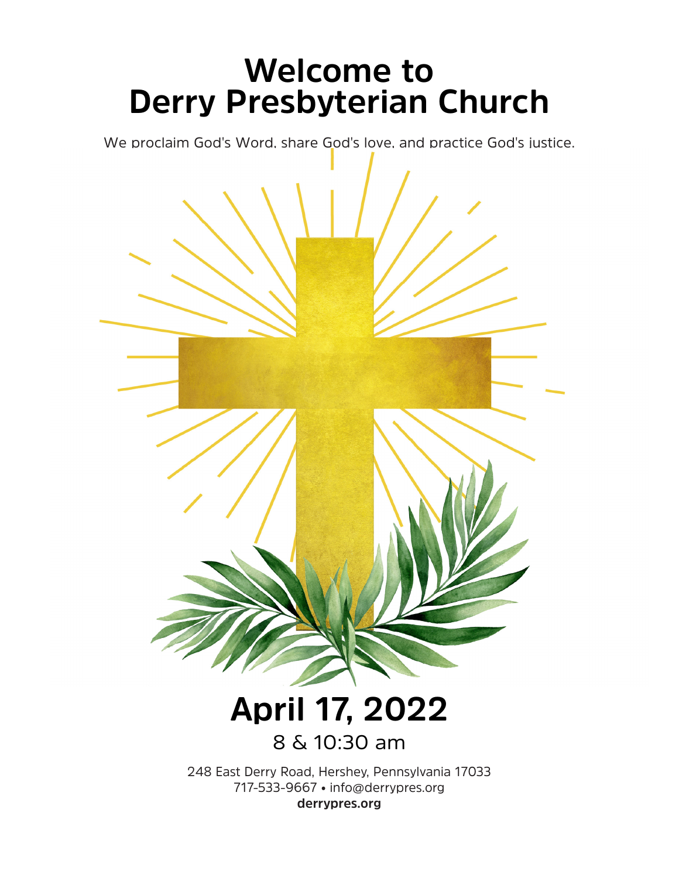# Welcome to Derry Presbyterian Church

We proclaim God's Word, share God's love, and practice God's justice.

## April 17, 2022

8 & 10:30 am

248 East Derry Road, Hershey, Pennsylvania 17033
717-533-9667 • info@derrypres.org
**derrypres.org**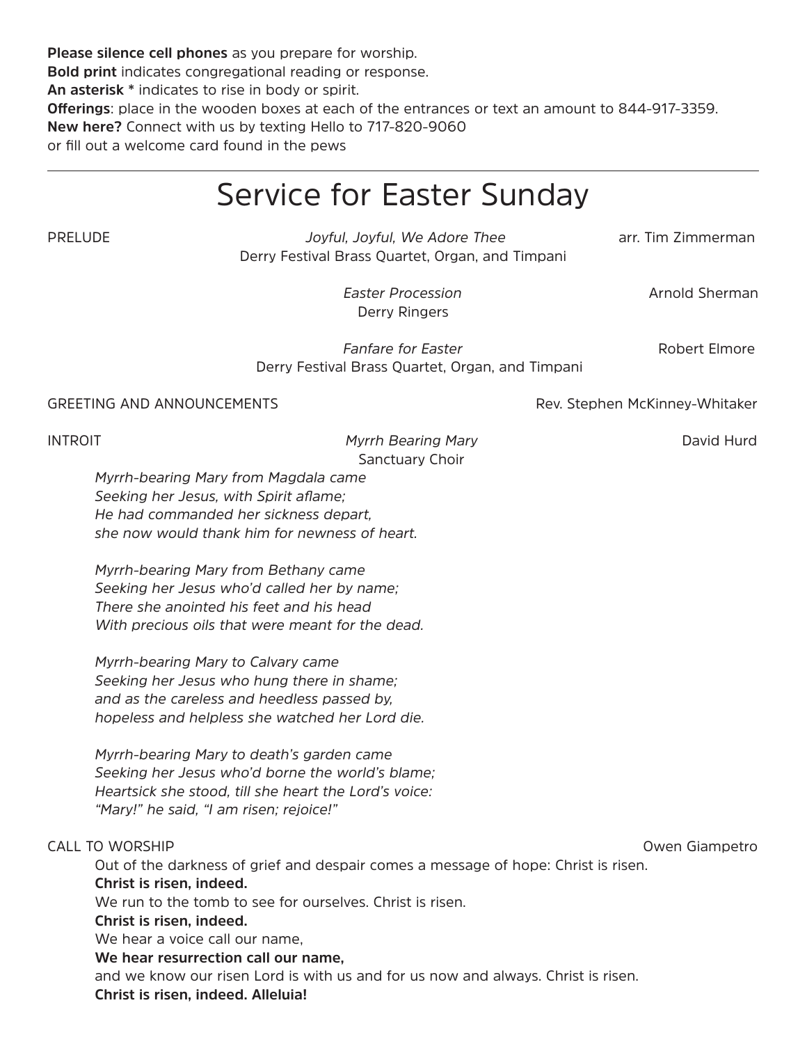**Please silence cell phones** as you prepare for worship.
**Bold print** indicates congregational reading or response.
**An asterisk *** indicates to rise in body or spirit.
**Offerings**: place in the wooden boxes at each of the entrances or text an amount to 844-917-3359.
**New here?** Connect with us by texting Hello to 717-820-9060
or fill out a welcome card found in the pews

---

# Service for Easter Sunday

PRELUDE *Joyful, Joyful, We Adore Thee* arr. Tim Zimmerman
Derry Festival Brass Quartet, Organ, and Timpani

*Easter Procession* Arnold Sherman
Derry Ringers

*Fanfare for Easter* Robert Elmore
Derry Festival Brass Quartet, Organ, and Timpani

GREETING AND ANNOUNCEMENTS Rev. Stephen McKinney-Whitaker

INTROIT *Myrrh Bearing Mary* David Hurd
Sanctuary Choir

*Myrrh-bearing Mary from Magdala came*
*Seeking her Jesus, with Spirit aflame;*
*He had commanded her sickness depart,*
*she now would thank him for newness of heart.*

*Myrrh-bearing Mary from Bethany came*
*Seeking her Jesus who'd called her by name;*
*There she anointed his feet and his head*
*With precious oils that were meant for the dead.*

*Myrrh-bearing Mary to Calvary came*
*Seeking her Jesus who hung there in shame;*
*and as the careless and heedless passed by,*
*hopeless and helpless she watched her Lord die.*

*Myrrh-bearing Mary to death's garden came*
*Seeking her Jesus who'd borne the world's blame;*
*Heartsick she stood, till she heart the Lord's voice:*
*"Mary!" he said, "I am risen; rejoice!"*

CALL TO WORSHIP Owen Giampetro

Out of the darkness of grief and despair comes a message of hope: Christ is risen.
**Christ is risen, indeed.**
We run to the tomb to see for ourselves. Christ is risen.
**Christ is risen, indeed.**
We hear a voice call our name,
**We hear resurrection call our name,**
and we know our risen Lord is with us and for us now and always. Christ is risen.
**Christ is risen, indeed. Alleluia!**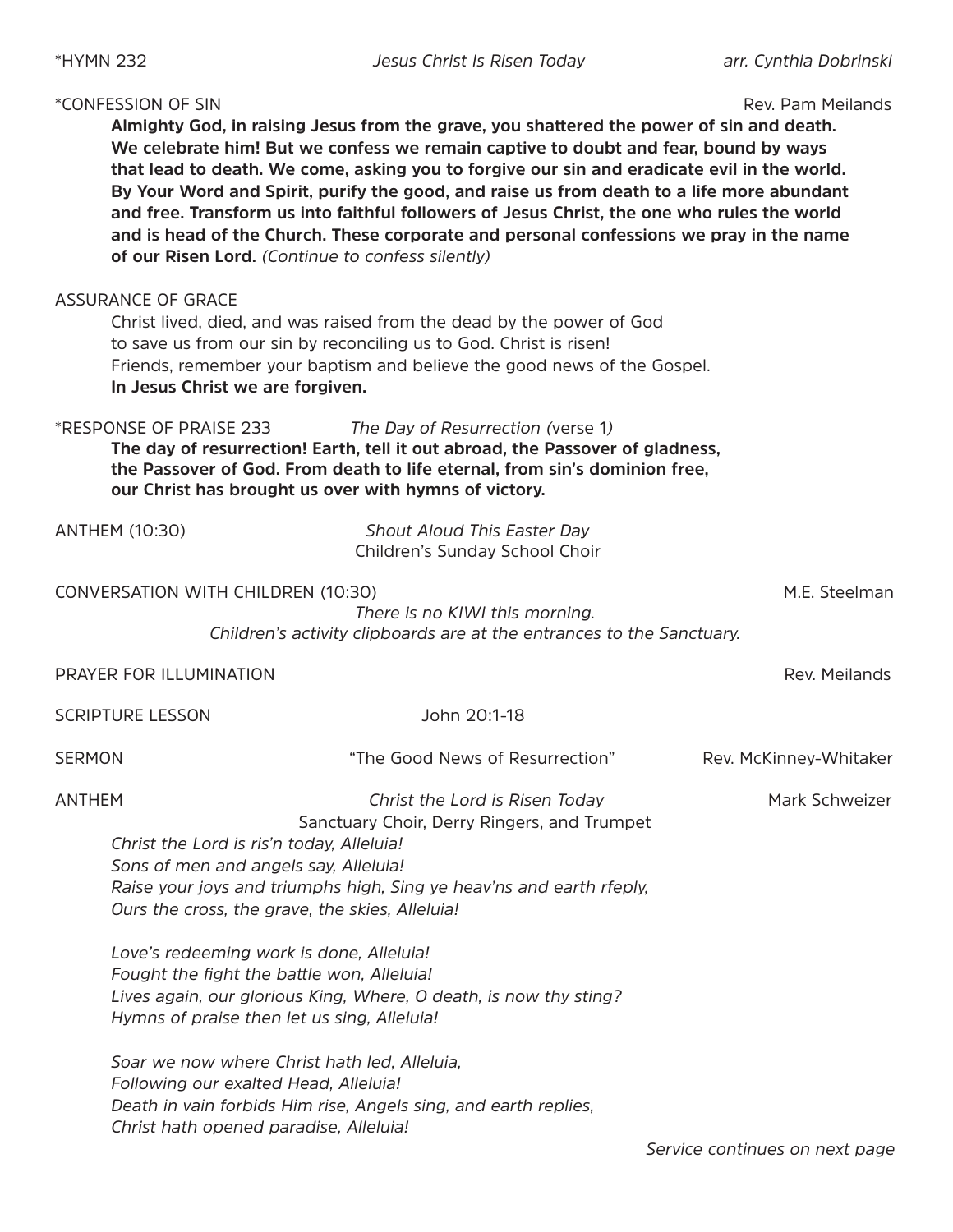*HYMN 232 *Jesus Christ Is Risen Today* *arr. Cynthia Dobrinski*

*CONFESSION OF SIN Rev. Pam Meilands

**Almighty God, in raising Jesus from the grave, you shattered the power of sin and death. We celebrate him! But we confess we remain captive to doubt and fear, bound by ways that lead to death. We come, asking you to forgive our sin and eradicate evil in the world. By Your Word and Spirit, purify the good, and raise us from death to a life more abundant and free. Transform us into faithful followers of Jesus Christ, the one who rules the world and is head of the Church. These corporate and personal confessions we pray in the name of our Risen Lord.** *(Continue to confess silently)*

ASSURANCE OF GRACE

Christ lived, died, and was raised from the dead by the power of God
to save us from our sin by reconciling us to God. Christ is risen!
Friends, remember your baptism and believe the good news of the Gospel.
**In Jesus Christ we are forgiven.**

*RESPONSE OF PRAISE 233 *The Day of Resurrection (*verse 1*)*

**The day of resurrection! Earth, tell it out abroad, the Passover of gladness, the Passover of God. From death to life eternal, from sin's dominion free, our Christ has brought us over with hymns of victory.**

ANTHEM (10:30) *Shout Aloud This Easter Day*
Children's Sunday School Choir

CONVERSATION WITH CHILDREN (10:30) M.E. Steelman

*There is no KIWI this morning.*
*Children's activity clipboards are at the entrances to the Sanctuary.*

PRAYER FOR ILLUMINATION Rev. Meilands

SCRIPTURE LESSON John 20:1-18

SERMON "The Good News of Resurrection" Rev. McKinney-Whitaker

ANTHEM *Christ the Lord is Risen Today* Mark Schweizer
Sanctuary Choir, Derry Ringers, and Trumpet

*Christ the Lord is ris'n today, Alleluia!*
*Sons of men and angels say, Alleluia!*
*Raise your joys and triumphs high, Sing ye heav'ns and earth rfeply,*
*Ours the cross, the grave, the skies, Alleluia!*

*Love's redeeming work is done, Alleluia!*
*Fought the fight the battle won, Alleluia!*
*Lives again, our glorious King, Where, O death, is now thy sting?*
*Hymns of praise then let us sing, Alleluia!*

*Soar we now where Christ hath led, Alleluia,*
*Following our exalted Head, Alleluia!*
*Death in vain forbids Him rise, Angels sing, and earth replies,*
*Christ hath opened paradise, Alleluia!*

*Service continues on next page*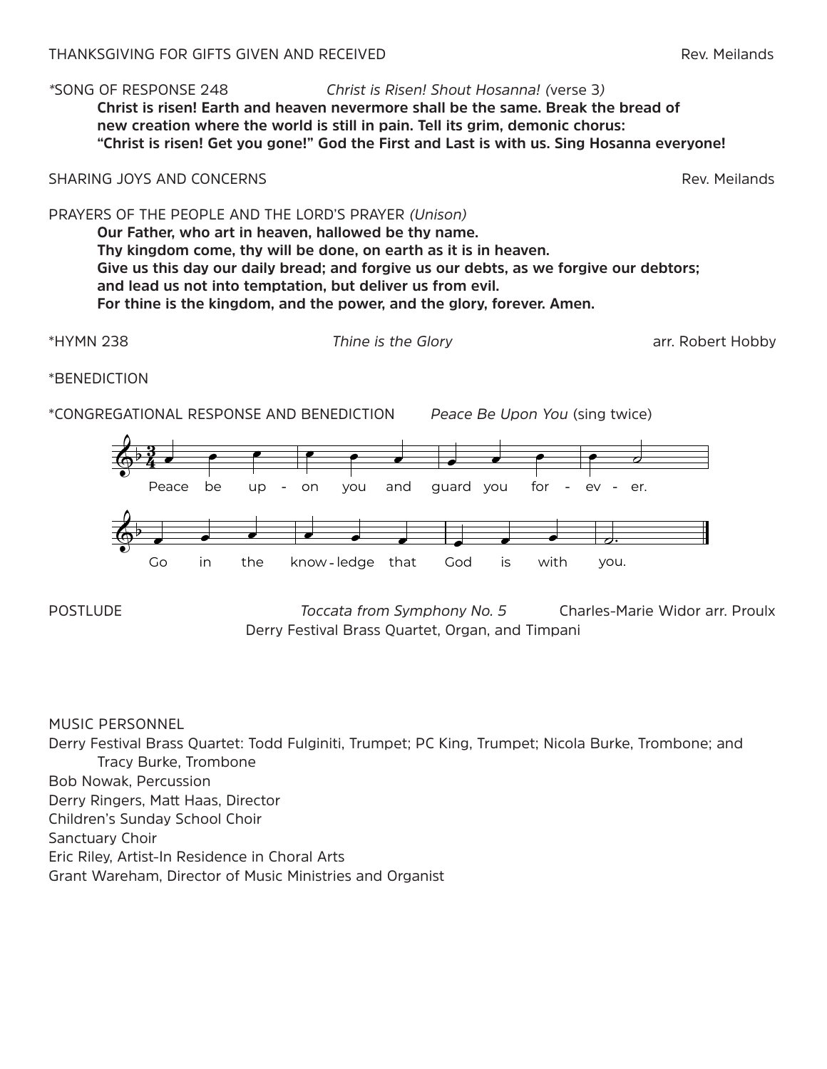THANKSGIVING FOR GIFTS GIVEN AND RECEIVED Rev. Meilands

*SONG OF RESPONSE 248 *Christ is Risen! Shout Hosanna!* (verse 3)

**Christ is risen! Earth and heaven nevermore shall be the same. Break the bread of new creation where the world is still in pain. Tell its grim, demonic chorus: "Christ is risen! Get you gone!" God the First and Last is with us. Sing Hosanna everyone!**

SHARING JOYS AND CONCERNS Rev. Meilands

PRAYERS OF THE PEOPLE AND THE LORD'S PRAYER *(Unison)*

**Our Father, who art in heaven, hallowed be thy name.**
**Thy kingdom come, thy will be done, on earth as it is in heaven.**
**Give us this day our daily bread; and forgive us our debts, as we forgive our debtors;**
**and lead us not into temptation, but deliver us from evil.**
**For thine is the kingdom, and the power, and the glory, forever. Amen.**

*HYMN 238 *Thine is the Glory* arr. Robert Hobby

*BENEDICTION

*CONGREGATIONAL RESPONSE AND BENEDICTION *Peace Be Upon You* (sing twice)

Peace be up - on you and guard you for - ev - er.

Go in the know - ledge that God is with you.

POSTLUDE *Toccata from Symphony No. 5* Charles-Marie Widor arr. Proulx

Derry Festival Brass Quartet, Organ, and Timpani

MUSIC PERSONNEL

Derry Festival Brass Quartet: Todd Fulginiti, Trumpet; PC King, Trumpet; Nicola Burke, Trombone; and Tracy Burke, Trombone

Bob Nowak, Percussion

Derry Ringers, Matt Haas, Director

Children's Sunday School Choir

Sanctuary Choir

Eric Riley, Artist-In Residence in Choral Arts

Grant Wareham, Director of Music Ministries and Organist